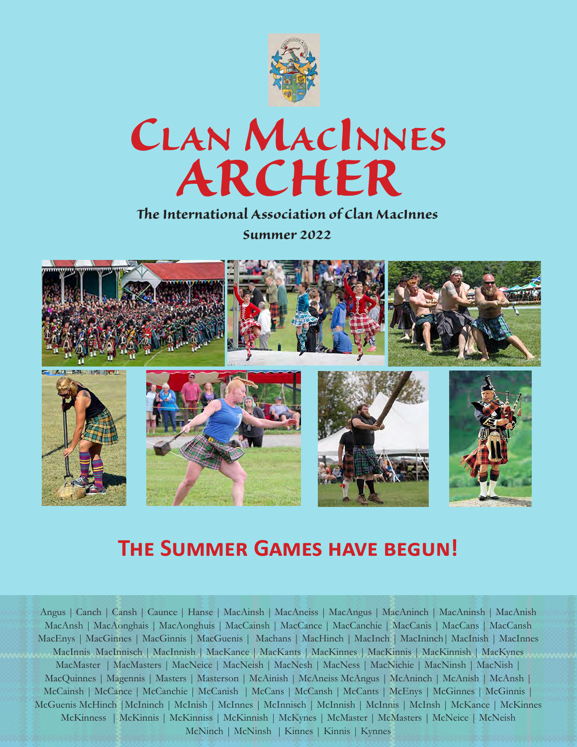# Clan MacInnes ARCHER

**The International Association of Clan MacInnes**

**Summer 2022**

## The Summer Games have begun!

Angus | Canch | Cansh | Caunce | Hanse | MacAinsh | MacAneiss | MacAngus | MacAninch | MacAninsh | MacAnish MacAnsh | MacAonghais | MacAonghuis | MacCainsh | MacCance | MacCanchie | MacCanis | MacCans | MacCansh MacEnys | MacGinnes | MacGinnis | MacGuenis | Machans | MacHinch | MacInch | MacIninch| MacInish | MacInnes MacInnis MacInnisch | MacInnish | MacKance | MacKants | MacKinnes | MacKinnis | MacKinnish | MacKynes MacMaster | MacMasters | MacNeice | MacNeish | MacNesh | MacNess | MacNichie | MacNinsh | MacNish | MacQuinnes | Magennis | Masters | Masterson | McAinish | McAneiss McAngus | McAninch | McAnish | McAnsh | McCainsh | McCance | McCanchie | McCanish | McCans | McCansh | McCants | McEnys | McGinnes | McGinnis | McGuenis McHinch |McIninch | McInish | McInnes | McInnisch | McInnish | McInnis | McInsh | McKance | McKinnes McKinness | McKinnis | McKinniss | McKinnish | McKynes | McMaster | McMasters | McNeice | McNeish McNinch | McNinsh | Kinnes | Kinnis | Kynnes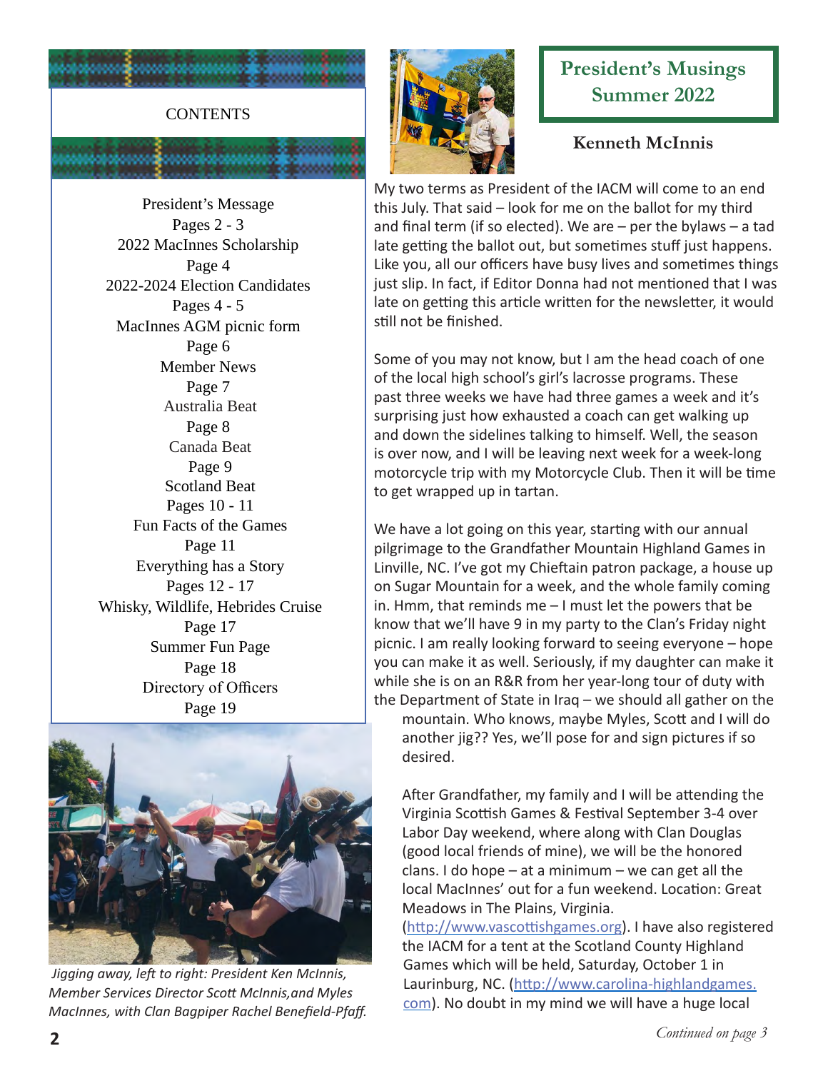## CONTENTS

President's Message
Pages 2 - 3
2022 MacInnes Scholarship
Page 4
2022-2024 Election Candidates
Pages 4 - 5
MacInnes AGM picnic form
Page 6
Member News
Page 7
Australia Beat
Page 8
Canada Beat
Page 9
Scotland Beat
Pages 10 - 11
Fun Facts of the Games
Page 11
Everything has a Story
Pages 12 - 17
Whisky, Wildlife, Hebrides Cruise
Page 17
Summer Fun Page
Page 18
Directory of Officers
Page 19

*Jigging away, left to right: President Ken McInnis, Member Services Director Scott McInnis, and Myles MacInnes, with Clan Bagpiper Rachel Benefield-Pfaff.*

# President's Musings Summer 2022

**Kenneth McInnis**

My two terms as President of the IACM will come to an end this July. That said – look for me on the ballot for my third and final term (if so elected). We are – per the bylaws – a tad late getting the ballot out, but sometimes stuff just happens. Like you, all our officers have busy lives and sometimes things just slip. In fact, if Editor Donna had not mentioned that I was late on getting this article written for the newsletter, it would still not be finished.

Some of you may not know, but I am the head coach of one of the local high school's girl's lacrosse programs. These past three weeks we have had three games a week and it's surprising just how exhausted a coach can get walking up and down the sidelines talking to himself. Well, the season is over now, and I will be leaving next week for a week-long motorcycle trip with my Motorcycle Club. Then it will be time to get wrapped up in tartan.

We have a lot going on this year, starting with our annual pilgrimage to the Grandfather Mountain Highland Games in Linville, NC. I've got my Chieftain patron package, a house up on Sugar Mountain for a week, and the whole family coming in. Hmm, that reminds me – I must let the powers that be know that we'll have 9 in my party to the Clan's Friday night picnic. I am really looking forward to seeing everyone – hope you can make it as well. Seriously, if my daughter can make it while she is on an R&R from her year-long tour of duty with the Department of State in Iraq – we should all gather on the mountain. Who knows, maybe Myles, Scott and I will do another jig?? Yes, we'll pose for and sign pictures if so desired.

After Grandfather, my family and I will be attending the Virginia Scottish Games & Festival September 3-4 over Labor Day weekend, where along with Clan Douglas (good local friends of mine), we will be the honored clans. I do hope – at a minimum – we can get all the local MacInnes' out for a fun weekend. Location: Great Meadows in The Plains, Virginia. (http://www.vascottishgames.org). I have also registered the IACM for a tent at the Scotland County Highland Games which will be held, Saturday, October 1 in Laurinburg, NC. (http://www.carolina-highlandgames.com). No doubt in my mind we will have a huge local

*Continued on page 3*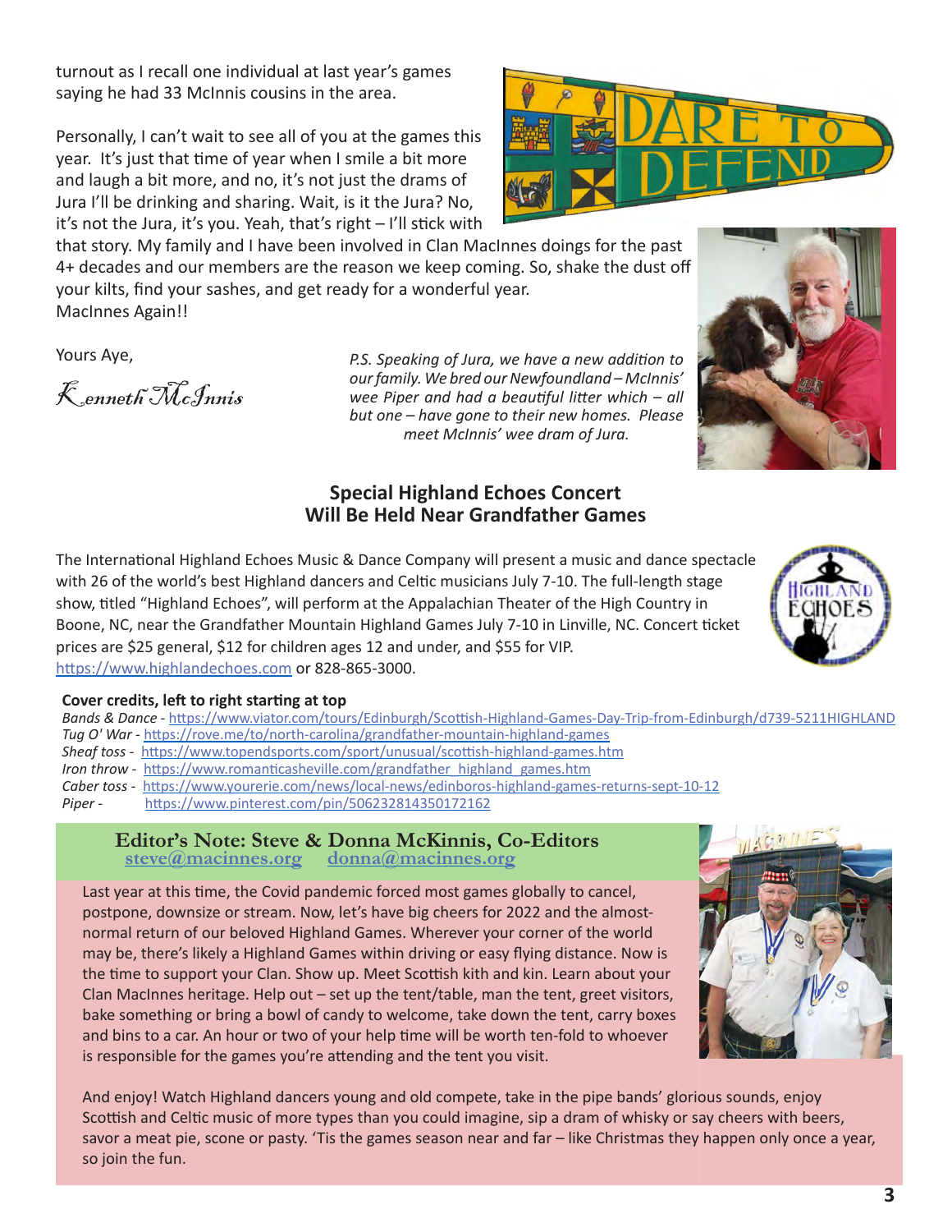turnout as I recall one individual at last year's games saying he had 33 McInnis cousins in the area.

Personally, I can't wait to see all of you at the games this year. It's just that time of year when I smile a bit more and laugh a bit more, and no, it's not just the drams of Jura I'll be drinking and sharing. Wait, is it the Jura? No, it's not the Jura, it's you. Yeah, that's right – I'll stick with that story. My family and I have been involved in Clan MacInnes doings for the past 4+ decades and our members are the reason we keep coming. So, shake the dust off your kilts, find your sashes, and get ready for a wonderful year.
MacInnes Again!!

Yours Aye,

*Kenneth McInnis*

*P.S. Speaking of Jura, we have a new addition to our family. We bred our Newfoundland – McInnis' wee Piper and had a beautiful litter which – all but one – have gone to their new homes. Please meet McInnis' wee dram of Jura.*

## Special Highland Echoes Concert Will Be Held Near Grandfather Games

The International Highland Echoes Music & Dance Company will present a music and dance spectacle with 26 of the world's best Highland dancers and Celtic musicians July 7-10. The full-length stage show, titled "Highland Echoes", will perform at the Appalachian Theater of the High Country in Boone, NC, near the Grandfather Mountain Highland Games July 7-10 in Linville, NC. Concert ticket prices are $25 general, $12 for children ages 12 and under, and $55 for VIP. https://www.highlandechoes.com or 828-865-3000.

**Cover credits, left to right starting at top**

*Bands & Dance* - https://www.viator.com/tours/Edinburgh/Scottish-Highland-Games-Day-Trip-from-Edinburgh/d739-5211HIGHLAND
*Tug O' War* - https://rove.me/to/north-carolina/grandfather-mountain-highland-games
*Sheaf toss* - https://www.topendsports.com/sport/unusual/scottish-highland-games.htm
*Iron throw* - https://www.romanticasheville.com/grandfather_highland_games.htm
*Caber toss* - https://www.yourerie.com/news/local-news/edinboros-highland-games-returns-sept-10-12
*Piper* - https://www.pinterest.com/pin/506232814350172162

## Editor's Note: Steve & Donna McKinnis, Co-Editors

steve@macinnes.org donna@macinnes.org

Last year at this time, the Covid pandemic forced most games globally to cancel, postpone, downsize or stream. Now, let's have big cheers for 2022 and the almost-normal return of our beloved Highland Games. Wherever your corner of the world may be, there's likely a Highland Games within driving or easy flying distance. Now is the time to support your Clan. Show up. Meet Scottish kith and kin. Learn about your Clan MacInnes heritage. Help out – set up the tent/table, man the tent, greet visitors, bake something or bring a bowl of candy to welcome, take down the tent, carry boxes and bins to a car. An hour or two of your help time will be worth ten-fold to whoever is responsible for the games you're attending and the tent you visit.

And enjoy! Watch Highland dancers young and old compete, take in the pipe bands' glorious sounds, enjoy Scottish and Celtic music of more types than you could imagine, sip a dram of whisky or say cheers with beers, savor a meat pie, scone or pasty. 'Tis the games season near and far – like Christmas they happen only once a year, so join the fun.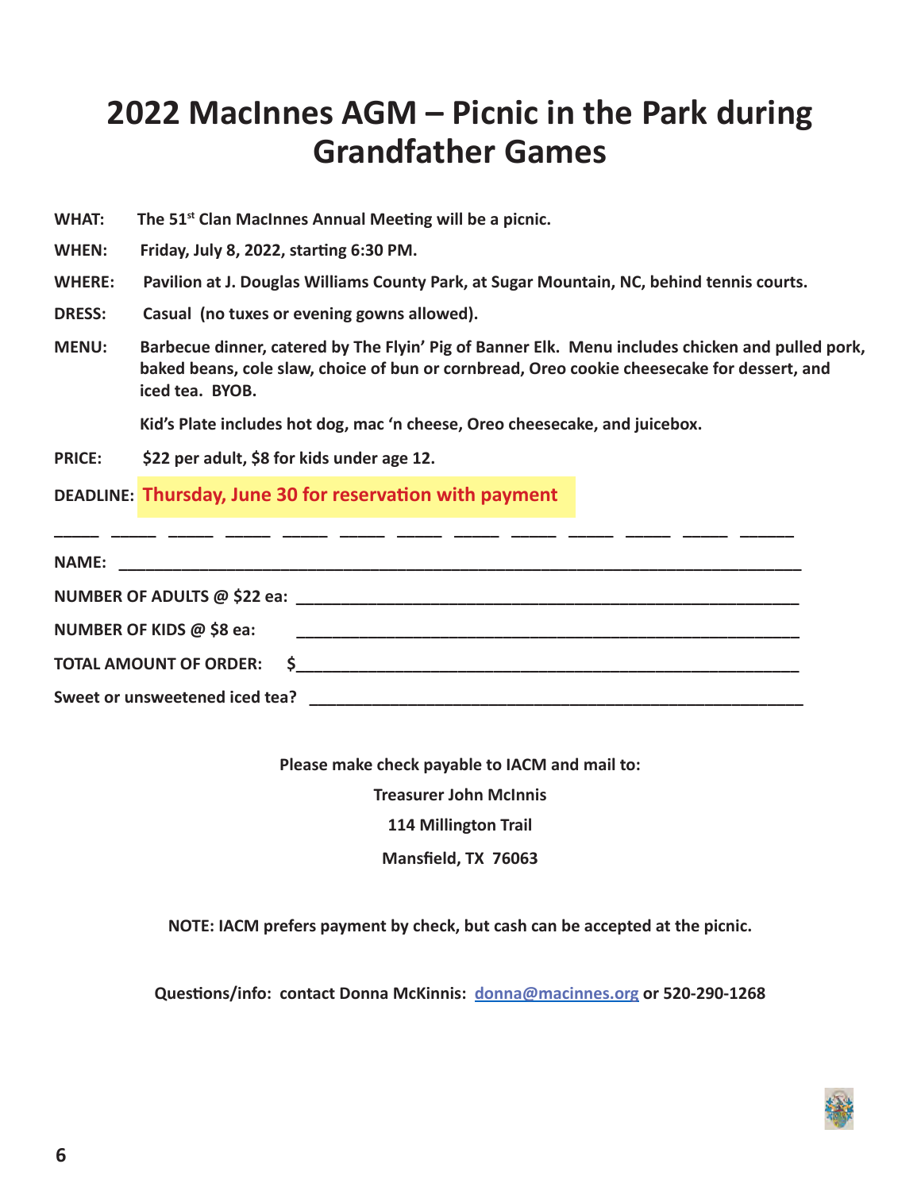# 2022 MacInnes AGM – Picnic in the Park during Grandfather Games

**WHAT:** **The 51st Clan MacInnes Annual Meeting will be a picnic.**

**WHEN:** **Friday, July 8, 2022, starting 6:30 PM.**

**WHERE:** **Pavilion at J. Douglas Williams County Park, at Sugar Mountain, NC, behind tennis courts.**

**DRESS:** **Casual (no tuxes or evening gowns allowed).**

**MENU:** **Barbecue dinner, catered by The Flyin' Pig of Banner Elk. Menu includes chicken and pulled pork, baked beans, cole slaw, choice of bun or cornbread, Oreo cookie cheesecake for dessert, and iced tea. BYOB.**

**Kid's Plate includes hot dog, mac 'n cheese, Oreo cheesecake, and juicebox.**

**PRICE:** **$22 per adult, $8 for kids under age 12.**

**DEADLINE:** **Thursday, June 30 for reservation with payment**

---

**NAME:** ______________________________

**NUMBER OF ADULTS @ $22 ea:** ______________________________

**NUMBER OF KIDS @ $8 ea:** ______________________________

**TOTAL AMOUNT OF ORDER:** $______________________________

**Sweet or unsweetened iced tea?** ______________________________

**Please make check payable to IACM and mail to:**

**Treasurer John McInnis**

**114 Millington Trail**

**Mansfield, TX 76063**

**NOTE: IACM prefers payment by check, but cash can be accepted at the picnic.**

**Questions/info: contact Donna McKinnis: donna@macinnes.org or 520-290-1268**